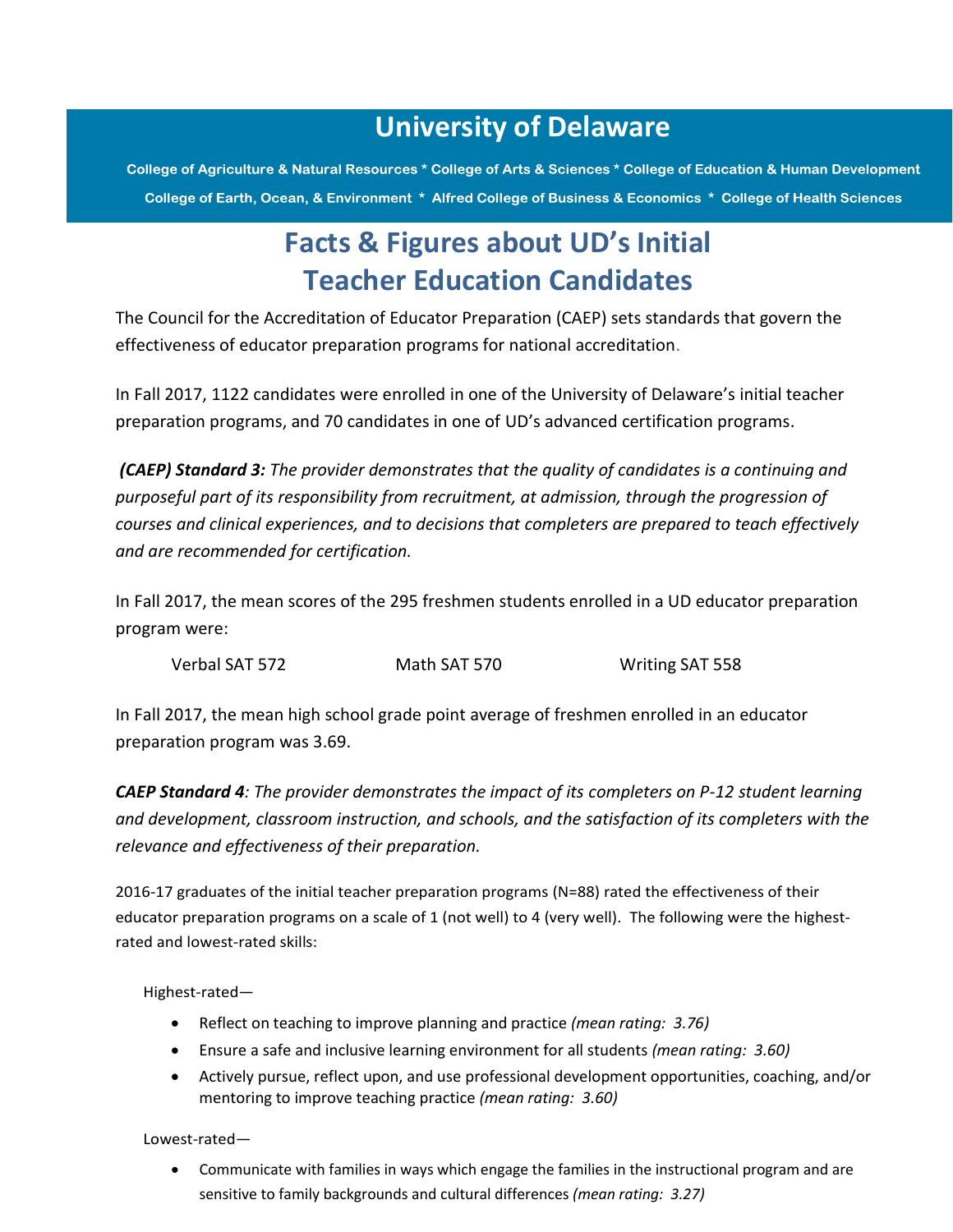# University of Delaware

**College of Agriculture & Natural Resources * College of Arts & Sciences * College of Education & Human Development**
**College of Earth, Ocean, & Environment * Alfred College of Business & Economics * College of Health Sciences**

## Facts & Figures about UD's Initial Teacher Education Candidates

The Council for the Accreditation of Educator Preparation (CAEP) sets standards that govern the effectiveness of educator preparation programs for national accreditation.

In Fall 2017, 1122 candidates were enrolled in one of the University of Delaware's initial teacher preparation programs, and 70 candidates in one of UD's advanced certification programs.

***(CAEP) Standard 3:*** *The provider demonstrates that the quality of candidates is a continuing and purposeful part of its responsibility from recruitment, at admission, through the progression of courses and clinical experiences, and to decisions that completers are prepared to teach effectively and are recommended for certification.*

In Fall 2017, the mean scores of the 295 freshmen students enrolled in a UD educator preparation program were:

Verbal SAT 572 Math SAT 570 Writing SAT 558

In Fall 2017, the mean high school grade point average of freshmen enrolled in an educator preparation program was 3.69.

***CAEP Standard 4****: The provider demonstrates the impact of its completers on P-12 student learning and development, classroom instruction, and schools, and the satisfaction of its completers with the relevance and effectiveness of their preparation.*

2016-17 graduates of the initial teacher preparation programs (N=88) rated the effectiveness of their educator preparation programs on a scale of 1 (not well) to 4 (very well). The following were the highest-rated and lowest-rated skills:

Highest-rated—

- Reflect on teaching to improve planning and practice *(mean rating: 3.76)*
- Ensure a safe and inclusive learning environment for all students *(mean rating: 3.60)*
- Actively pursue, reflect upon, and use professional development opportunities, coaching, and/or mentoring to improve teaching practice *(mean rating: 3.60)*

Lowest-rated—

- Communicate with families in ways which engage the families in the instructional program and are sensitive to family backgrounds and cultural differences *(mean rating: 3.27)*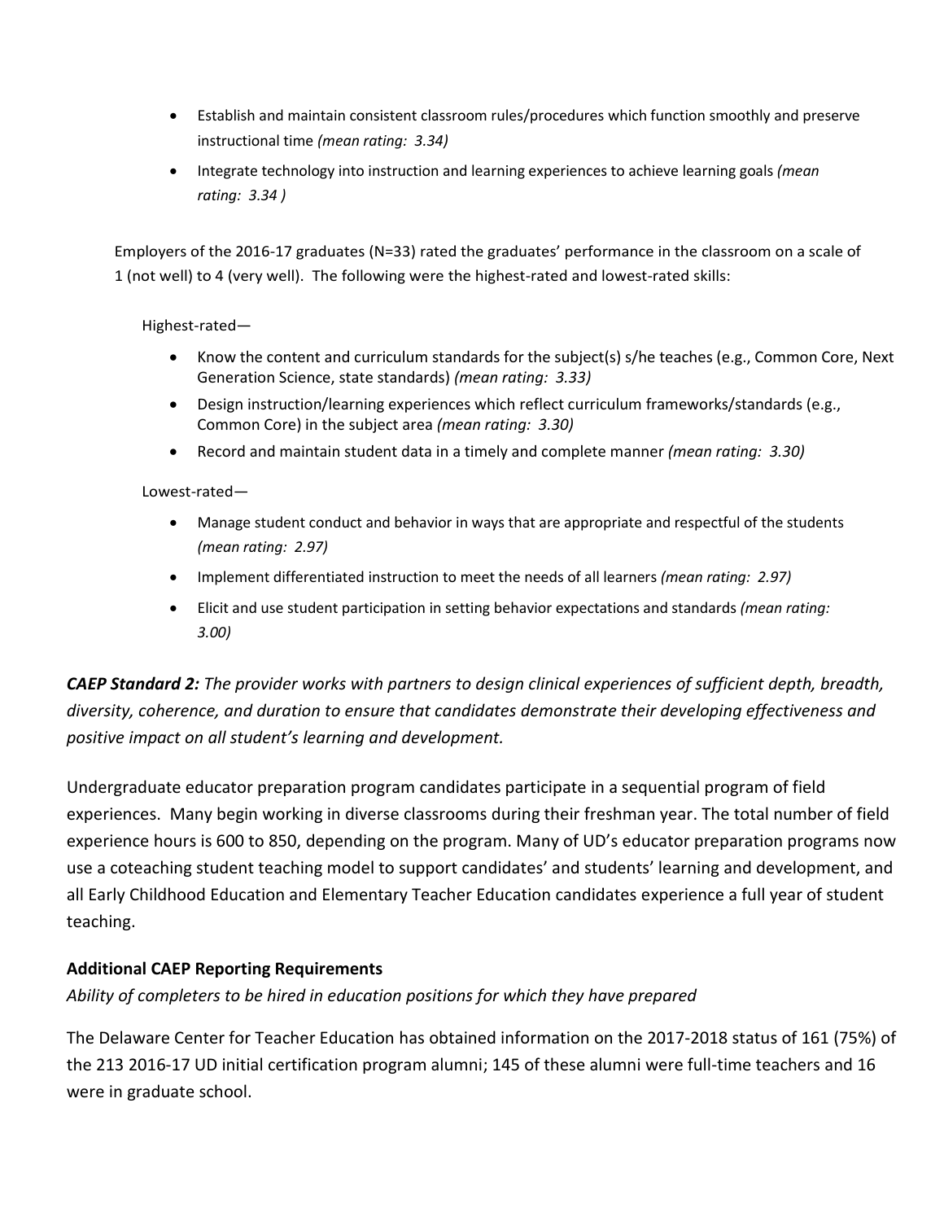- Establish and maintain consistent classroom rules/procedures which function smoothly and preserve instructional time *(mean rating: 3.34)*
- Integrate technology into instruction and learning experiences to achieve learning goals *(mean rating: 3.34 )*

Employers of the 2016-17 graduates (N=33) rated the graduates' performance in the classroom on a scale of 1 (not well) to 4 (very well). The following were the highest-rated and lowest-rated skills:

Highest-rated—

- Know the content and curriculum standards for the subject(s) s/he teaches (e.g., Common Core, Next Generation Science, state standards) *(mean rating: 3.33)*
- Design instruction/learning experiences which reflect curriculum frameworks/standards (e.g., Common Core) in the subject area *(mean rating: 3.30)*
- Record and maintain student data in a timely and complete manner *(mean rating: 3.30)*

Lowest-rated—

- Manage student conduct and behavior in ways that are appropriate and respectful of the students *(mean rating: 2.97)*
- Implement differentiated instruction to meet the needs of all learners *(mean rating: 2.97)*
- Elicit and use student participation in setting behavior expectations and standards *(mean rating: 3.00)*

***CAEP Standard 2:*** *The provider works with partners to design clinical experiences of sufficient depth, breadth, diversity, coherence, and duration to ensure that candidates demonstrate their developing effectiveness and positive impact on all student's learning and development.*

Undergraduate educator preparation program candidates participate in a sequential program of field experiences. Many begin working in diverse classrooms during their freshman year. The total number of field experience hours is 600 to 850, depending on the program. Many of UD's educator preparation programs now use a coteaching student teaching model to support candidates' and students' learning and development, and all Early Childhood Education and Elementary Teacher Education candidates experience a full year of student teaching.

**Additional CAEP Reporting Requirements**

*Ability of completers to be hired in education positions for which they have prepared*

The Delaware Center for Teacher Education has obtained information on the 2017-2018 status of 161 (75%) of the 213 2016-17 UD initial certification program alumni; 145 of these alumni were full-time teachers and 16 were in graduate school.